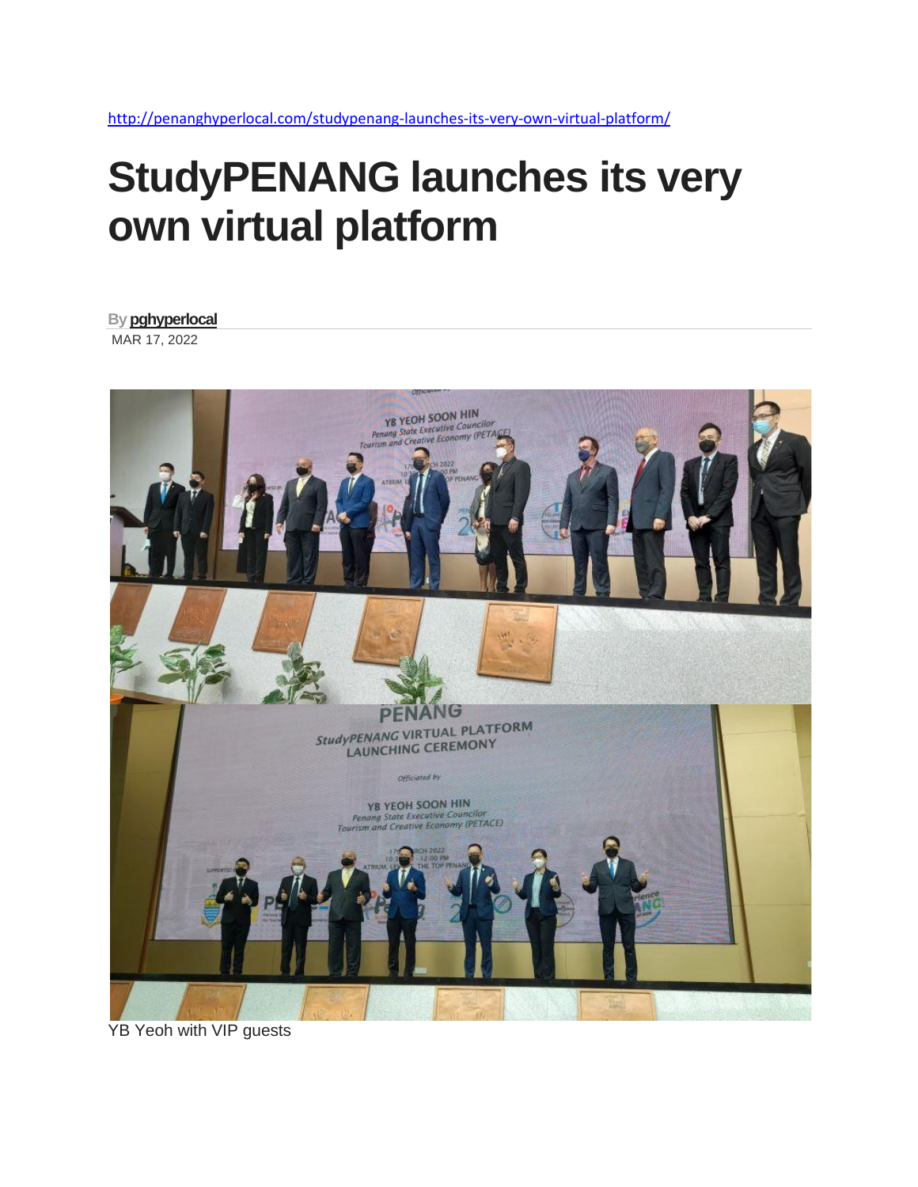http://penanghyperlocal.com/studypenang-launches-its-very-own-virtual-platform/

# StudyPENANG launches its very own virtual platform

By **pghyperlocal**

MAR 17, 2022

YB Yeoh with VIP guests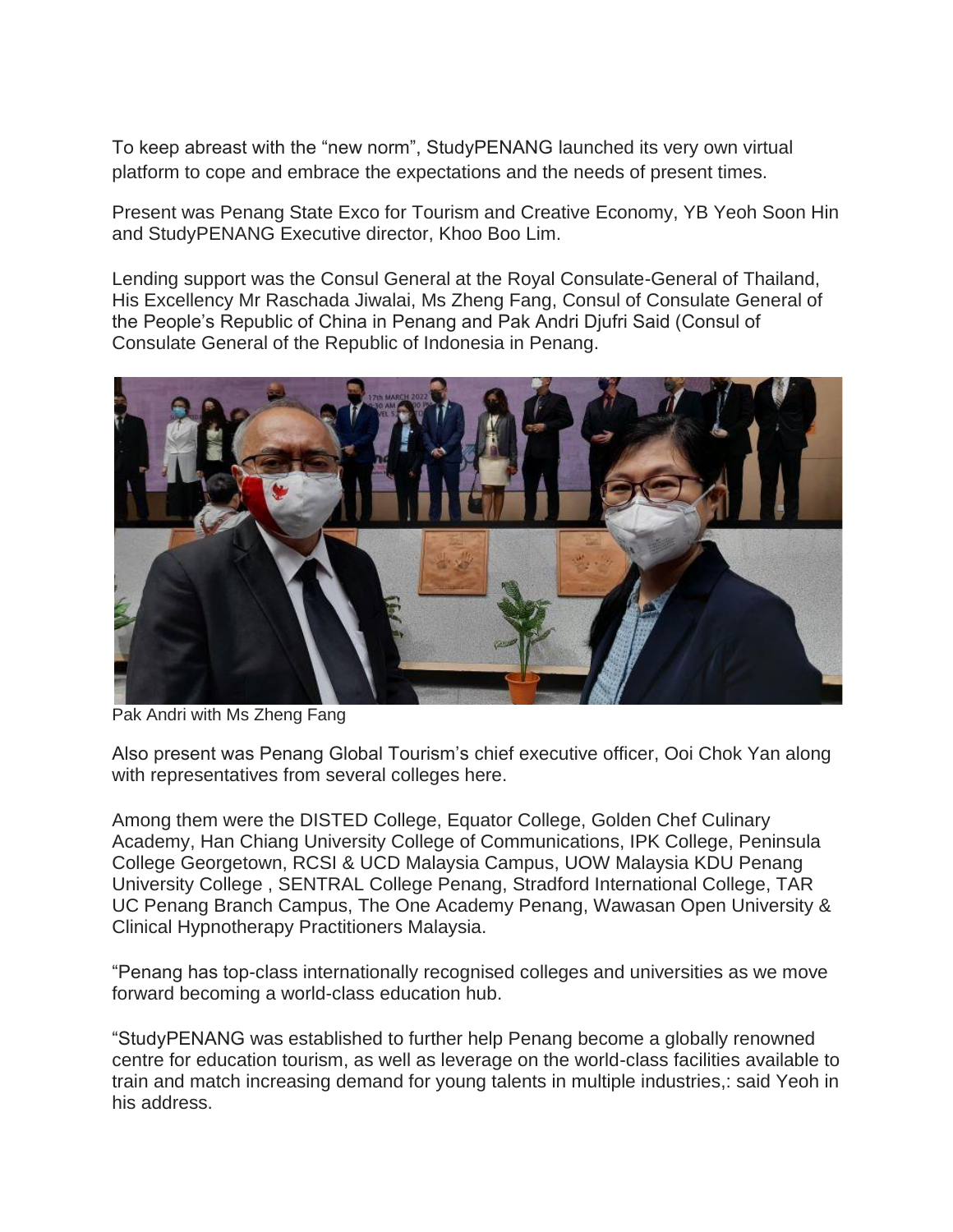To keep abreast with the "new norm", StudyPENANG launched its very own virtual platform to cope and embrace the expectations and the needs of present times.

Present was Penang State Exco for Tourism and Creative Economy, YB Yeoh Soon Hin and StudyPENANG Executive director, Khoo Boo Lim.

Lending support was the Consul General at the Royal Consulate-General of Thailand, His Excellency Mr Raschada Jiwalai, Ms Zheng Fang, Consul of Consulate General of the People's Republic of China in Penang and Pak Andri Djufri Said (Consul of Consulate General of the Republic of Indonesia in Penang.

Pak Andri with Ms Zheng Fang

Also present was Penang Global Tourism's chief executive officer, Ooi Chok Yan along with representatives from several colleges here.

Among them were the DISTED College, Equator College, Golden Chef Culinary Academy, Han Chiang University College of Communications, IPK College, Peninsula College Georgetown, RCSI & UCD Malaysia Campus, UOW Malaysia KDU Penang University College , SENTRAL College Penang, Stradford International College, TAR UC Penang Branch Campus, The One Academy Penang, Wawasan Open University & Clinical Hypnotherapy Practitioners Malaysia.

"Penang has top-class internationally recognised colleges and universities as we move forward becoming a world-class education hub.

"StudyPENANG was established to further help Penang become a globally renowned centre for education tourism, as well as leverage on the world-class facilities available to train and match increasing demand for young talents in multiple industries,: said Yeoh in his address.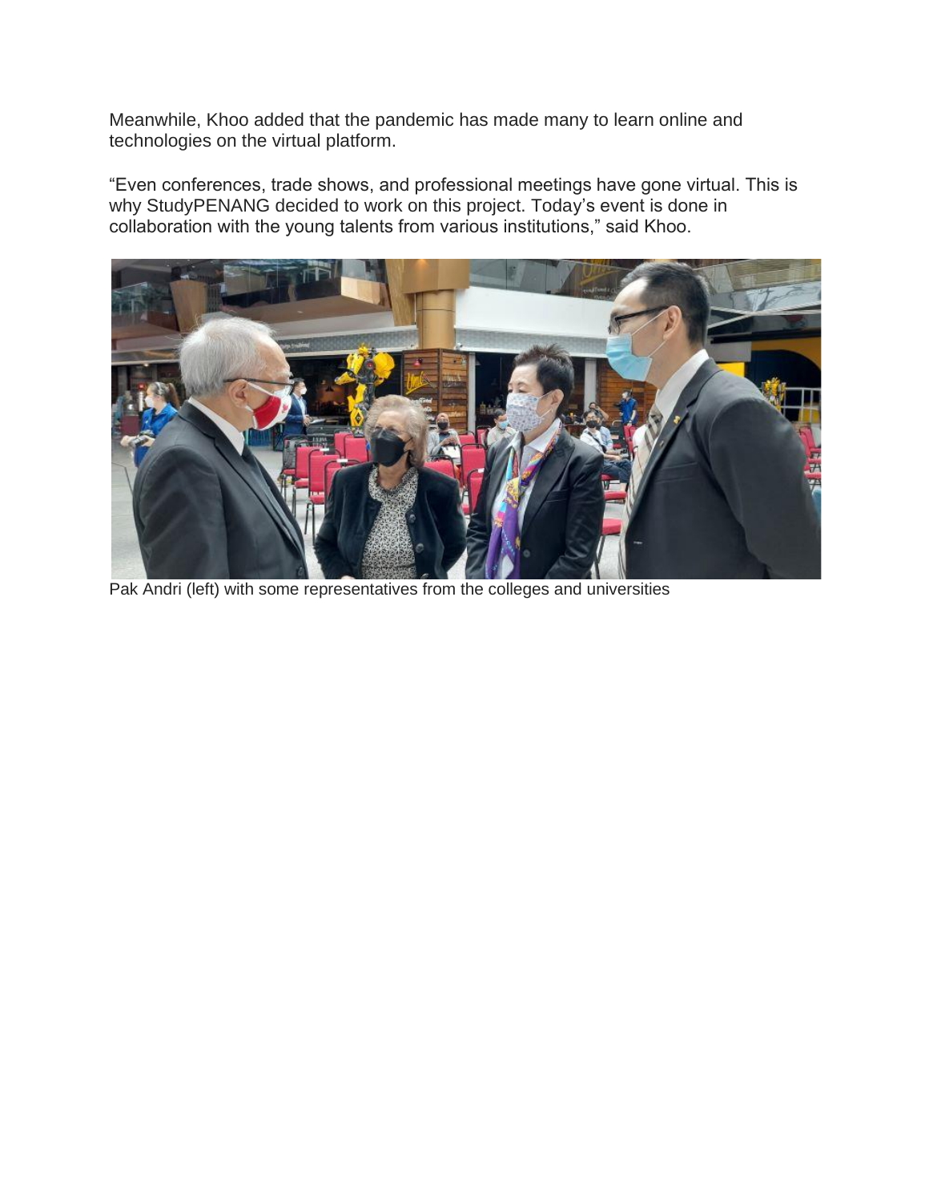Meanwhile, Khoo added that the pandemic has made many to learn online and technologies on the virtual platform.

"Even conferences, trade shows, and professional meetings have gone virtual. This is why StudyPENANG decided to work on this project. Today's event is done in collaboration with the young talents from various institutions," said Khoo.

Pak Andri (left) with some representatives from the colleges and universities